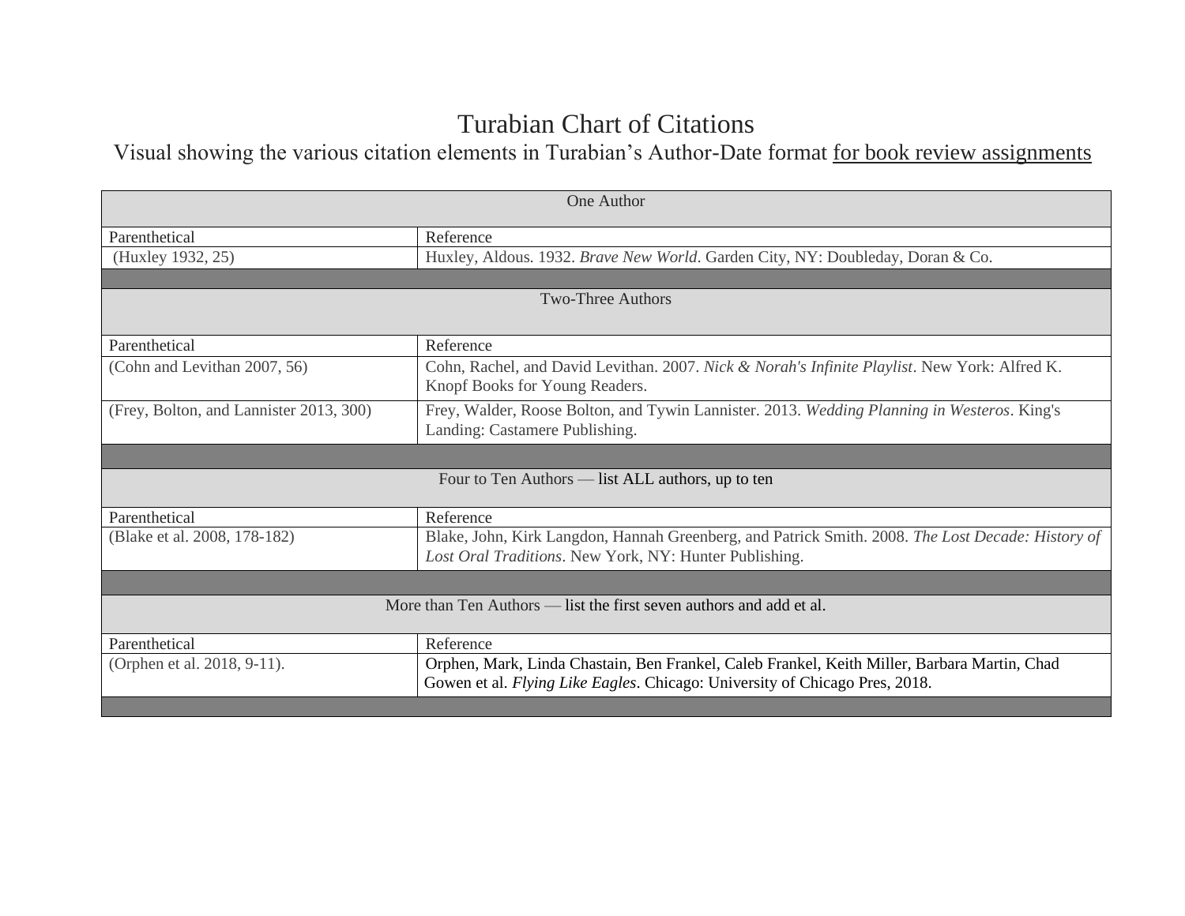# Turabian Chart of Citations

Visual showing the various citation elements in Turabian's Author-Date format for book review assignments

| One Author | |
|---|---|
| Parenthetical | Reference |
| (Huxley 1932, 25) | Huxley, Aldous. 1932. *Brave New World*. Garden City, NY: Doubleday, Doran & Co. |
| | |
| **Two-Three Authors** | |
| Parenthetical | Reference |
| (Cohn and Levithan 2007, 56) | Cohn, Rachel, and David Levithan. 2007. *Nick & Norah's Infinite Playlist*. New York: Alfred K. Knopf Books for Young Readers. |
| (Frey, Bolton, and Lannister 2013, 300) | Frey, Walder, Roose Bolton, and Tywin Lannister. 2013. *Wedding Planning in Westeros*. King's Landing: Castamere Publishing. |
| | |
| **Four to Ten Authors — list ALL authors, up to ten** | |
| Parenthetical | Reference |
| (Blake et al. 2008, 178-182) | Blake, John, Kirk Langdon, Hannah Greenberg, and Patrick Smith. 2008. *The Lost Decade: History of Lost Oral Traditions*. New York, NY: Hunter Publishing. |
| | |
| **More than Ten Authors — list the first seven authors and add et al.** | |
| Parenthetical | Reference |
| (Orphen et al. 2018, 9-11). | Orphen, Mark, Linda Chastain, Ben Frankel, Caleb Frankel, Keith Miller, Barbara Martin, Chad Gowen et al. *Flying Like Eagles*. Chicago: University of Chicago Pres, 2018. |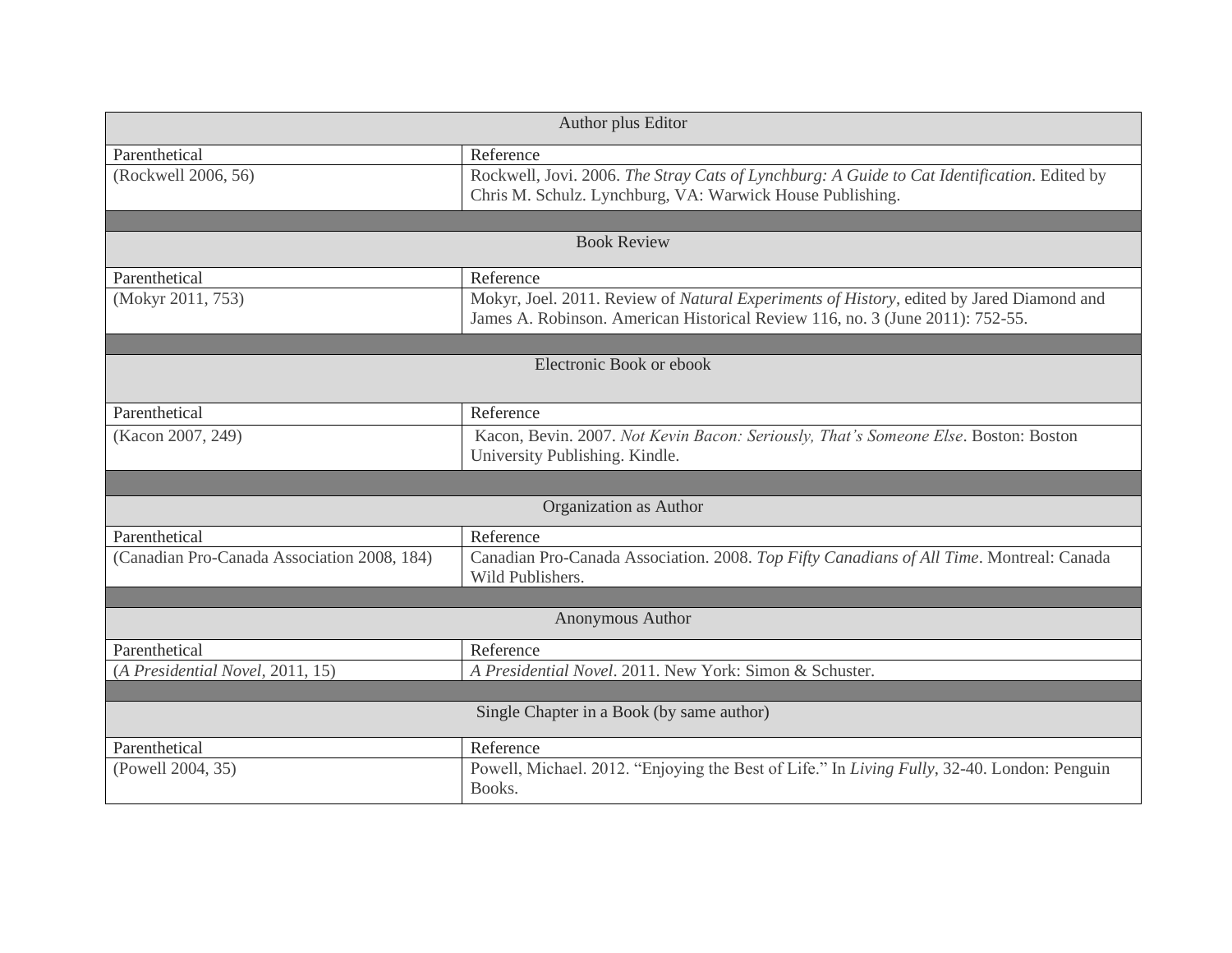| Author plus Editor | |
|---|---|
| Parenthetical | Reference |
| (Rockwell 2006, 56) | Rockwell, Jovi. 2006. *The Stray Cats of Lynchburg: A Guide to Cat Identification*. Edited by Chris M. Schulz. Lynchburg, VA: Warwick House Publishing. |
| | |
| **Book Review** | |
| Parenthetical | Reference |
| (Mokyr 2011, 753) | Mokyr, Joel. 2011. Review of *Natural Experiments of History*, edited by Jared Diamond and James A. Robinson. American Historical Review 116, no. 3 (June 2011): 752-55. |
| | |
| **Electronic Book or ebook** | |
| Parenthetical | Reference |
| (Kacon 2007, 249) | Kacon, Bevin. 2007. *Not Kevin Bacon: Seriously, That's Someone Else*. Boston: Boston University Publishing. Kindle. |
| | |
| **Organization as Author** | |
| Parenthetical | Reference |
| (Canadian Pro-Canada Association 2008, 184) | Canadian Pro-Canada Association. 2008. *Top Fifty Canadians of All Time*. Montreal: Canada Wild Publishers. |
| | |
| **Anonymous Author** | |
| Parenthetical | Reference |
| (*A Presidential Novel*, 2011, 15) | *A Presidential Novel*. 2011. New York: Simon & Schuster. |
| | |
| **Single Chapter in a Book (by same author)** | |
| Parenthetical | Reference |
| (Powell 2004, 35) | Powell, Michael. 2012. "Enjoying the Best of Life." In *Living Fully*, 32-40. London: Penguin Books. |